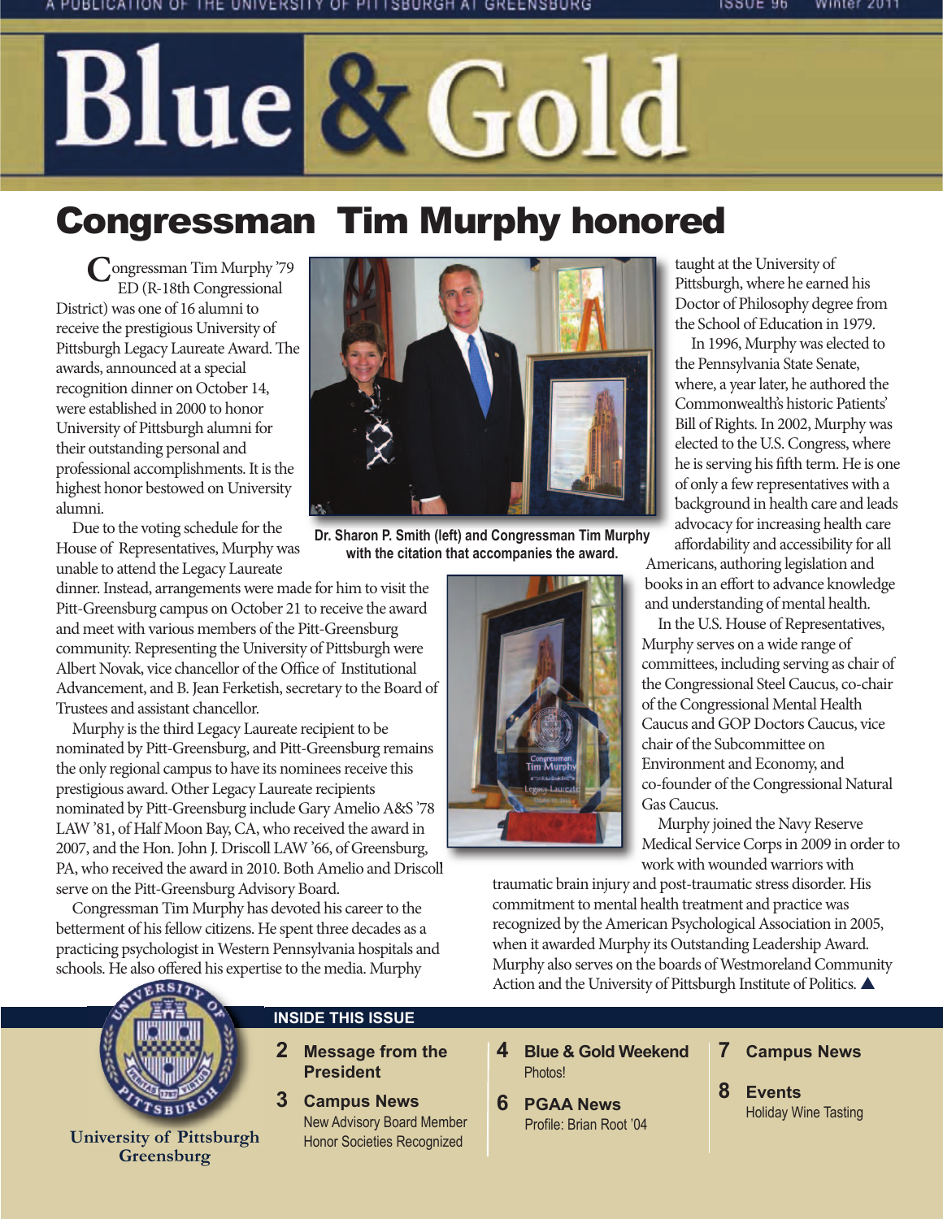# Blue & Gold

A PUBLICATION OF THE UNIVERSITY OF PITTSBURGH AT GREENSBURG

## Congressman Tim Murphy honored

Congressman Tim Murphy '79 ED (R-18th Congressional District) was one of 16 alumni to receive the prestigious University of Pittsburgh Legacy Laureate Award. The awards, announced at a special recognition dinner on October 14, were established in 2000 to honor University of Pittsburgh alumni for their outstanding personal and professional accomplishments. It is the highest honor bestowed on University alumni.

Due to the voting schedule for the House of Representatives, Murphy was unable to attend the Legacy Laureate dinner. Instead, arrangements were made for him to visit the Pitt-Greensburg campus on October 21 to receive the award and meet with various members of the Pitt-Greensburg community. Representing the University of Pittsburgh were Albert Novak, vice chancellor of the Office of Institutional Advancement, and B. Jean Ferketish, secretary to the Board of Trustees and assistant chancellor.

Murphy is the third Legacy Laureate recipient to be nominated by Pitt-Greensburg, and Pitt-Greensburg remains the only regional campus to have its nominees receive this prestigious award. Other Legacy Laureate recipients nominated by Pitt-Greensburg include Gary Amelio A&S '78 LAW '81, of Half Moon Bay, CA, who received the award in 2007, and the Hon. John J. Driscoll LAW '66, of Greensburg, PA, who received the award in 2010. Both Amelio and Driscoll serve on the Pitt-Greensburg Advisory Board.

Congressman Tim Murphy has devoted his career to the betterment of his fellow citizens. He spent three decades as a practicing psychologist in Western Pennsylvania hospitals and schools. He also offered his expertise to the media. Murphy taught at the University of Pittsburgh, where he earned his Doctor of Philosophy degree from the School of Education in 1979.

**Dr. Sharon P. Smith (left) and Congressman Tim Murphy with the citation that accompanies the award.**

In 1996, Murphy was elected to the Pennsylvania State Senate, where, a year later, he authored the Commonwealth's historic Patients' Bill of Rights. In 2002, Murphy was elected to the U.S. Congress, where he is serving his fifth term. He is one of only a few representatives with a background in health care and leads advocacy for increasing health care affordability and accessibility for all Americans, authoring legislation and books in an effort to advance knowledge and understanding of mental health.

In the U.S. House of Representatives, Murphy serves on a wide range of committees, including serving as chair of the Congressional Steel Caucus, co-chair of the Congressional Mental Health Caucus and GOP Doctors Caucus, vice chair of the Subcommittee on Environment and Economy, and co-founder of the Congressional Natural Gas Caucus.

Murphy joined the Navy Reserve Medical Service Corps in 2009 in order to work with wounded warriors with traumatic brain injury and post-traumatic stress disorder. His commitment to mental health treatment and practice was recognized by the American Psychological Association in 2005, when it awarded Murphy its Outstanding Leadership Award. Murphy also serves on the boards of Westmoreland Community Action and the University of Pittsburgh Institute of Politics. ▲

University of Pittsburgh Greensburg

### INSIDE THIS ISSUE

- **2 Message from the President**
- **3 Campus News** — New Advisory Board Member; Honor Societies Recognized
- **4 Blue & Gold Weekend** — Photos!
- **6 PGAA News** — Profile: Brian Root '04
- **7 Campus News**
- **8 Events** — Holiday Wine Tasting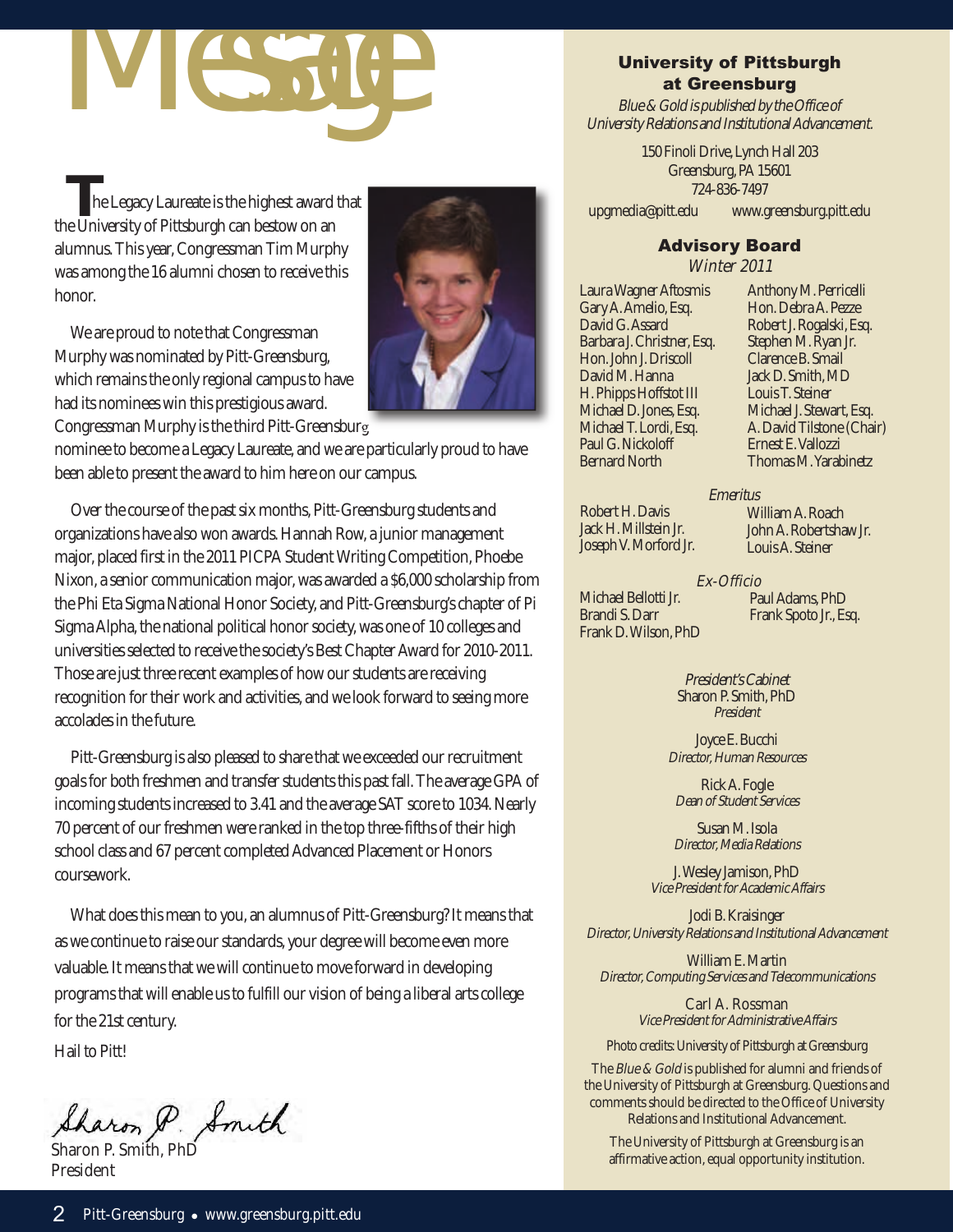# Message

The Legacy Laureate is the highest award that the University of Pittsburgh can bestow on an alumnus. This year, Congressman Tim Murphy was among the 16 alumni chosen to receive this honor.

We are proud to note that Congressman Murphy was nominated by Pitt-Greensburg, which remains the only regional campus to have had its nominees win this prestigious award. Congressman Murphy is the third Pitt-Greensburg nominee to become a Legacy Laureate, and we are particularly proud to have been able to present the award to him here on our campus.

Over the course of the past six months, Pitt-Greensburg students and organizations have also won awards. Hannah Row, a junior management major, placed first in the 2011 PICPA Student Writing Competition, Phoebe Nixon, a senior communication major, was awarded a $6,000 scholarship from the Phi Eta Sigma National Honor Society, and Pitt-Greensburg's chapter of Pi Sigma Alpha, the national political honor society, was one of 10 colleges and universities selected to receive the society's Best Chapter Award for 2010-2011. Those are just three recent examples of how our students are receiving recognition for their work and activities, and we look forward to seeing more accolades in the future.

Pitt-Greensburg is also pleased to share that we exceeded our recruitment goals for both freshmen and transfer students this past fall. The average GPA of incoming students increased to 3.41 and the average SAT score to 1034. Nearly 70 percent of our freshmen were ranked in the top three-fifths of their high school class and 67 percent completed Advanced Placement or Honors coursework.

What does this mean to you, an alumnus of Pitt-Greensburg? It means that as we continue to raise our standards, your degree will become even more valuable. It means that we will continue to move forward in developing programs that will enable us to fulfill our vision of being a liberal arts college for the 21st century.

Hail to Pitt!

Sharon P. Smith, PhD
President

---

## University of Pittsburgh at Greensburg

*Blue & Gold is published by the Office of University Relations and Institutional Advancement.*

150 Finoli Drive, Lynch Hall 203
Greensburg, PA 15601
724-836-7497
upgmedia@pitt.edu www.greensburg.pitt.edu

### Advisory Board
*Winter 2011*

Laura Wagner Aftosmis
Gary A. Amelio, Esq.
David G. Assard
Barbara J. Christner, Esq.
Hon. John J. Driscoll
David M. Hanna
H. Phipps Hoffstot III
Michael D. Jones, Esq.
Michael T. Lordi, Esq.
Paul G. Nickoloff
Bernard North
Anthony M. Perricelli
Hon. Debra A. Pezze
Robert J. Rogalski, Esq.
Stephen M. Ryan Jr.
Clarence B. Smail
Jack D. Smith, MD
Louis T. Steiner
Michael J. Stewart, Esq.
A. David Tilstone (Chair)
Ernest E. Vallozzi
Thomas M. Yarabinetz

*Emeritus*

Robert H. Davis
Jack H. Millstein Jr.
Joseph V. Morford Jr.
William A. Roach
John A. Robertshaw Jr.
Louis A. Steiner

*Ex-Officio*

Michael Bellotti Jr.
Brandi S. Darr
Frank D. Wilson, PhD
Paul Adams, PhD
Frank Spoto Jr., Esq.

*President's Cabinet*

Sharon P. Smith, PhD
*President*

Joyce E. Bucchi
*Director, Human Resources*

Rick A. Fogle
*Dean of Student Services*

Susan M. Isola
*Director, Media Relations*

J. Wesley Jamison, PhD
*Vice President for Academic Affairs*

Jodi B. Kraisinger
*Director, University Relations and Institutional Advancement*

William E. Martin
*Director, Computing Services and Telecommunications*

Carl A. Rossman
*Vice President for Administrative Affairs*

Photo credits: University of Pittsburgh at Greensburg

The *Blue & Gold* is published for alumni and friends of the University of Pittsburgh at Greensburg. Questions and comments should be directed to the Office of University Relations and Institutional Advancement.

The University of Pittsburgh at Greensburg is an affirmative action, equal opportunity institution.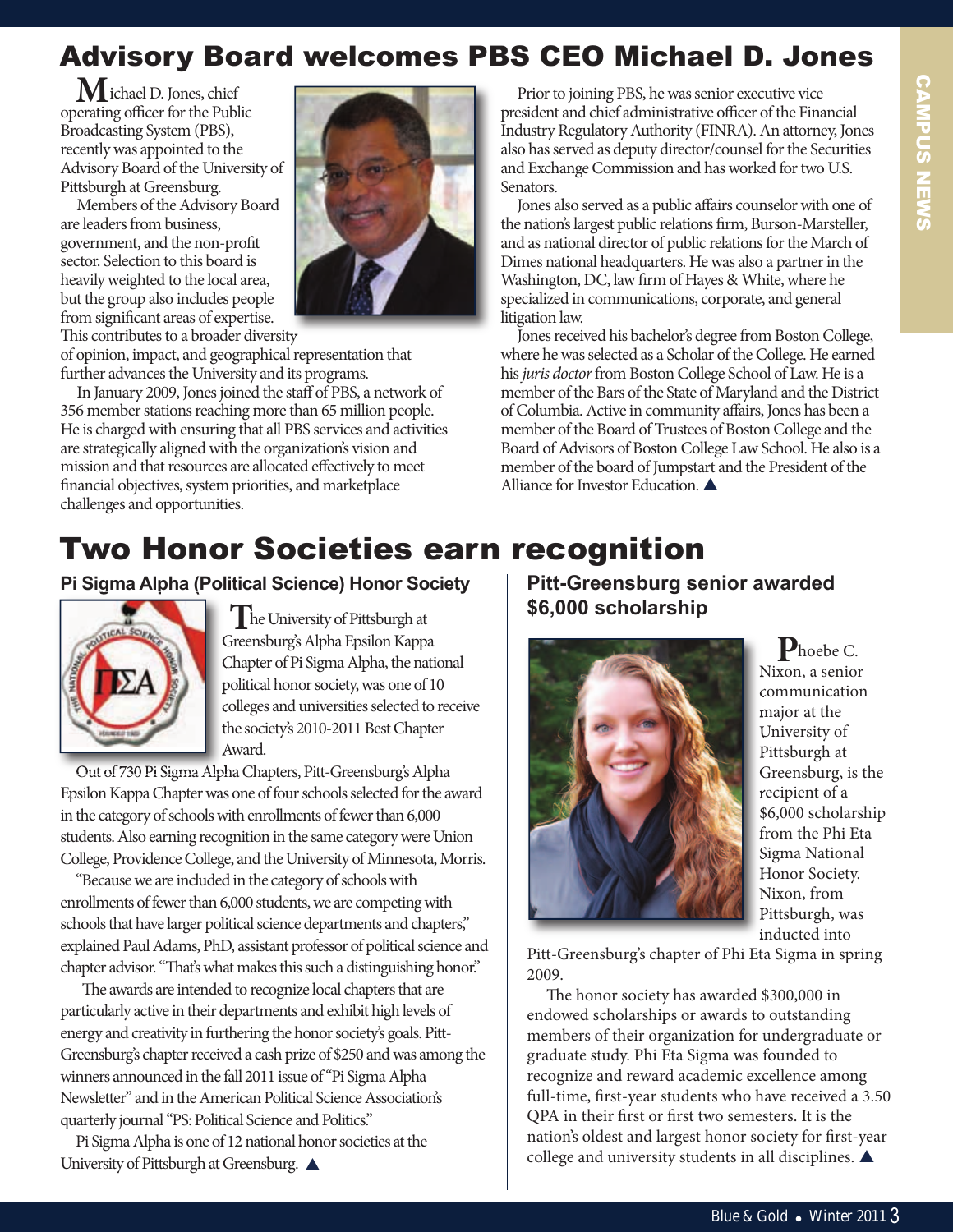# Advisory Board welcomes PBS CEO Michael D. Jones

Michael D. Jones, chief operating officer for the Public Broadcasting System (PBS), recently was appointed to the Advisory Board of the University of Pittsburgh at Greensburg.

Members of the Advisory Board are leaders from business, government, and the non-profit sector. Selection to this board is heavily weighted to the local area, but the group also includes people from significant areas of expertise. This contributes to a broader diversity of opinion, impact, and geographical representation that further advances the University and its programs.

In January 2009, Jones joined the staff of PBS, a network of 356 member stations reaching more than 65 million people. He is charged with ensuring that all PBS services and activities are strategically aligned with the organization's vision and mission and that resources are allocated effectively to meet financial objectives, system priorities, and marketplace challenges and opportunities.

Prior to joining PBS, he was senior executive vice president and chief administrative officer of the Financial Industry Regulatory Authority (FINRA). An attorney, Jones also has served as deputy director/counsel for the Securities and Exchange Commission and has worked for two U.S. Senators.

Jones also served as a public affairs counselor with one of the nation's largest public relations firm, Burson-Marsteller, and as national director of public relations for the March of Dimes national headquarters. He was also a partner in the Washington, DC, law firm of Hayes & White, where he specialized in communications, corporate, and general litigation law.

Jones received his bachelor's degree from Boston College, where he was selected as a Scholar of the College. He earned his *juris doctor* from Boston College School of Law. He is a member of the Bars of the State of Maryland and the District of Columbia. Active in community affairs, Jones has been a member of the Board of Trustees of Boston College and the Board of Advisors of Boston College Law School. He also is a member of the board of Jumpstart and the President of the Alliance for Investor Education. ▲

# Two Honor Societies earn recognition

## Pi Sigma Alpha (Political Science) Honor Society

The University of Pittsburgh at Greensburg's Alpha Epsilon Kappa Chapter of Pi Sigma Alpha, the national political honor society, was one of 10 colleges and universities selected to receive the society's 2010-2011 Best Chapter Award.

Out of 730 Pi Sigma Alpha Chapters, Pitt-Greensburg's Alpha Epsilon Kappa Chapter was one of four schools selected for the award in the category of schools with enrollments of fewer than 6,000 students. Also earning recognition in the same category were Union College, Providence College, and the University of Minnesota, Morris.

"Because we are included in the category of schools with enrollments of fewer than 6,000 students, we are competing with schools that have larger political science departments and chapters," explained Paul Adams, PhD, assistant professor of political science and chapter advisor. "That's what makes this such a distinguishing honor."

The awards are intended to recognize local chapters that are particularly active in their departments and exhibit high levels of energy and creativity in furthering the honor society's goals. Pitt-Greensburg's chapter received a cash prize of $250 and was among the winners announced in the fall 2011 issue of "Pi Sigma Alpha Newsletter" and in the American Political Science Association's quarterly journal "PS: Political Science and Politics."

Pi Sigma Alpha is one of 12 national honor societies at the University of Pittsburgh at Greensburg. ▲

## Pitt-Greensburg senior awarded $6,000 scholarship

Phoebe C. Nixon, a senior communication major at the University of Pittsburgh at Greensburg, is the recipient of a $6,000 scholarship from the Phi Eta Sigma National Honor Society. Nixon, from Pittsburgh, was inducted into Pitt-Greensburg's chapter of Phi Eta Sigma in spring 2009.

The honor society has awarded $300,000 in endowed scholarships or awards to outstanding members of their organization for undergraduate or graduate study. Phi Eta Sigma was founded to recognize and reward academic excellence among full-time, first-year students who have received a 3.50 QPA in their first or first two semesters. It is the nation's oldest and largest honor society for first-year college and university students in all disciplines. ▲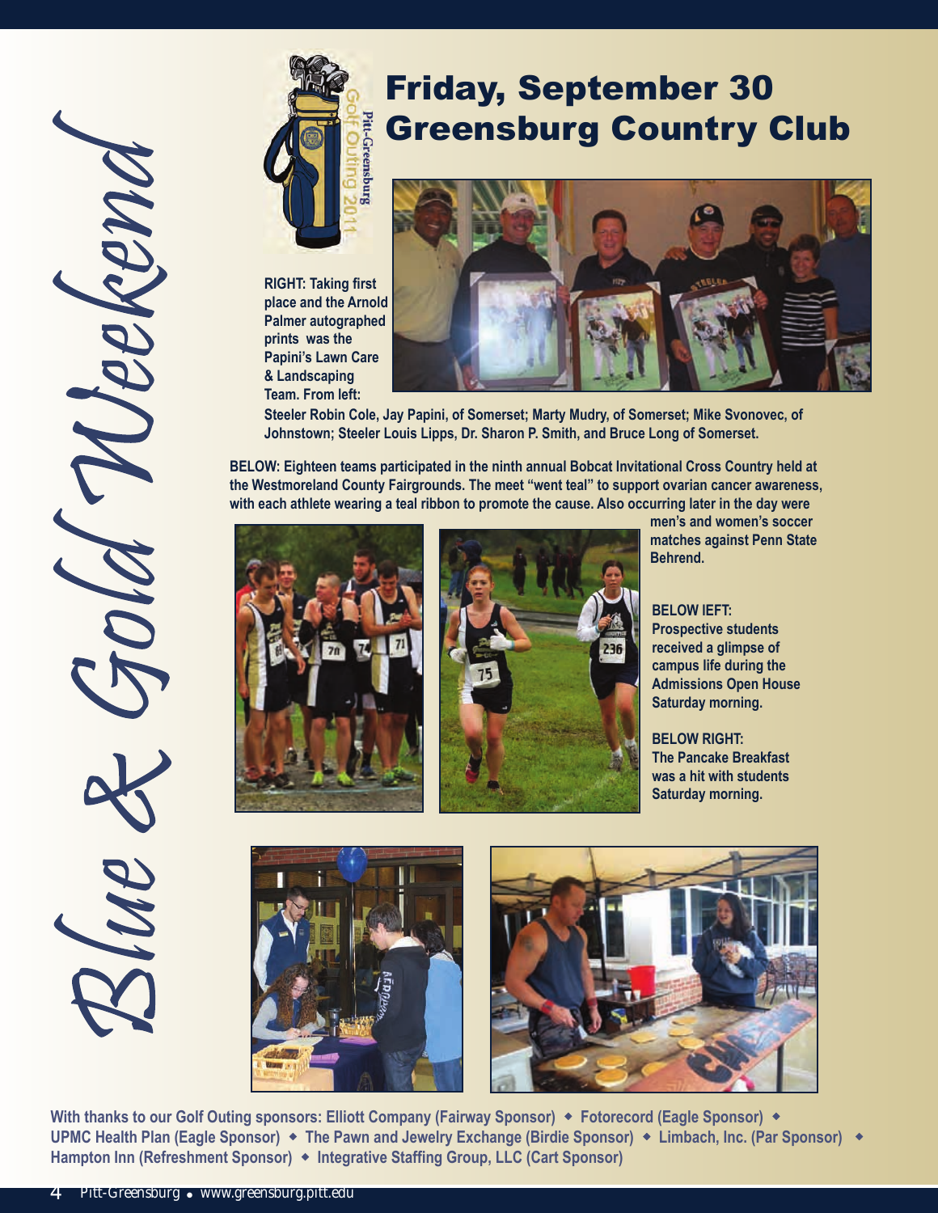# Blue & Gold Weekend

## Friday, September 30
## Greensburg Country Club

Pitt-Greensburg Golf Outing 2011

**RIGHT: Taking first place and the Arnold Palmer autographed prints was the Papini's Lawn Care & Landscaping Team. From left: Steeler Robin Cole, Jay Papini, of Somerset; Marty Mudry, of Somerset; Mike Svonovec, of Johnstown; Steeler Louis Lipps, Dr. Sharon P. Smith, and Bruce Long of Somerset.**

**BELOW: Eighteen teams participated in the ninth annual Bobcat Invitational Cross Country held at the Westmoreland County Fairgrounds. The meet "went teal" to support ovarian cancer awareness, with each athlete wearing a teal ribbon to promote the cause. Also occurring later in the day were men's and women's soccer matches against Penn State Behrend.**

**BELOW lEFT: Prospective students received a glimpse of campus life during the Admissions Open House Saturday morning.**

**BELOW RIGHT: The Pancake Breakfast was a hit with students Saturday morning.**

**With thanks to our Golf Outing sponsors: Elliott Company (Fairway Sponsor) ◆ Fotorecord (Eagle Sponsor) ◆ UPMC Health Plan (Eagle Sponsor) ◆ The Pawn and Jewelry Exchange (Birdie Sponsor) ◆ Limbach, Inc. (Par Sponsor) ◆ Hampton Inn (Refreshment Sponsor) ◆ Integrative Staffing Group, LLC (Cart Sponsor)**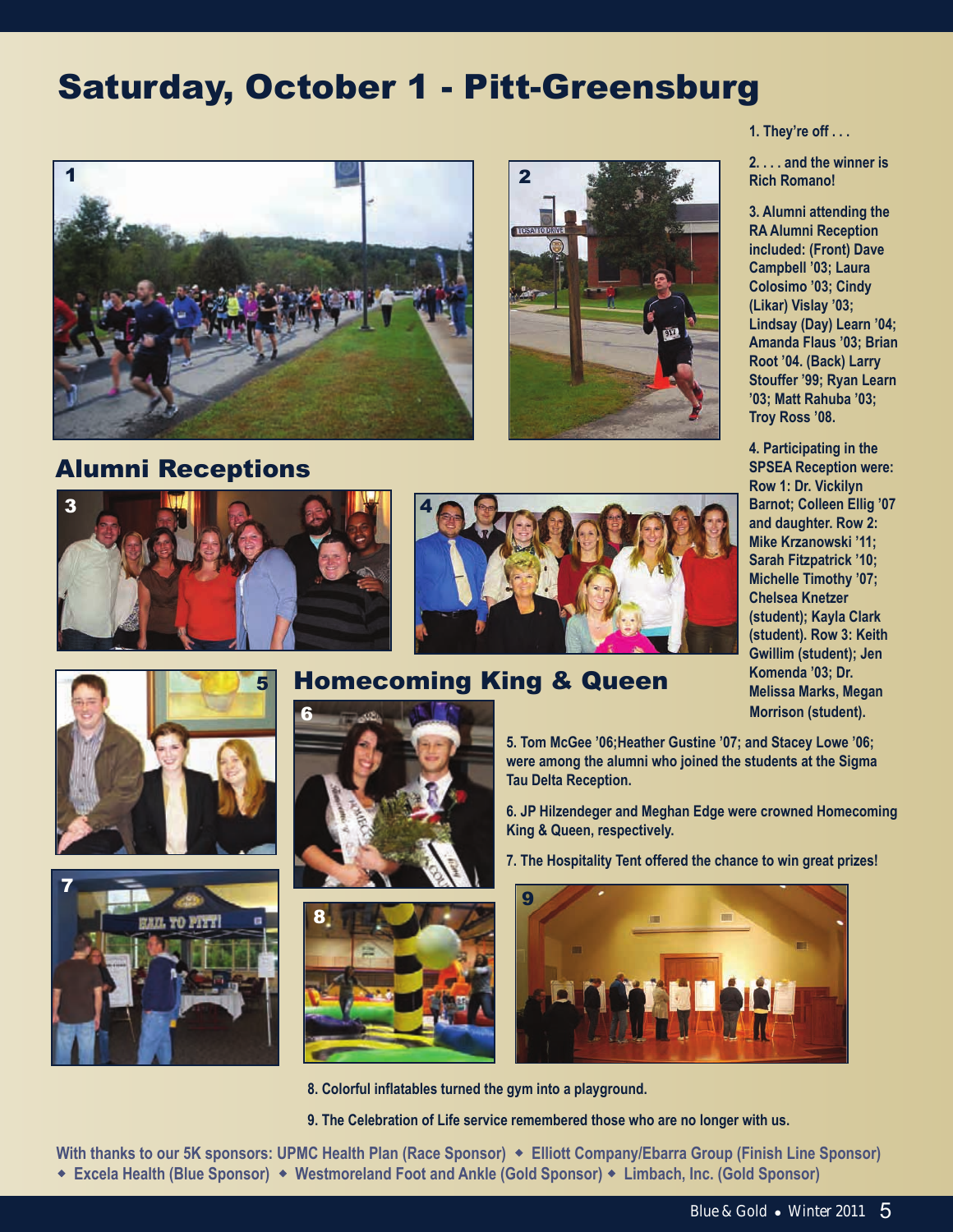# Saturday, October 1 - Pitt-Greensburg

## Alumni Receptions

## Homecoming King & Queen

1. They're off . . .

2. . . . and the winner is Rich Romano!

3. Alumni attending the RA Alumni Reception included: (Front) Dave Campbell '03; Laura Colosimo '03; Cindy (Likar) Vislay '03; Lindsay (Day) Learn '04; Amanda Flaus '03; Brian Root '04. (Back) Larry Stouffer '99; Ryan Learn '03; Matt Rahuba '03; Troy Ross '08.

4. Participating in the SPSEA Reception were: Row 1: Dr. Vickilyn Barnot; Colleen Ellig '07 and daughter. Row 2: Mike Krzanowski '11; Sarah Fitzpatrick '10; Michelle Timothy '07; Chelsea Knetzer (student); Kayla Clark (student). Row 3: Keith Gwillim (student); Jen Komenda '03; Dr. Melissa Marks, Megan Morrison (student).

5. Tom McGee '06;Heather Gustine '07; and Stacey Lowe '06; were among the alumni who joined the students at the Sigma Tau Delta Reception.

6. JP Hilzendeger and Meghan Edge were crowned Homecoming King & Queen, respectively.

7. The Hospitality Tent offered the chance to win great prizes!

8. Colorful inflatables turned the gym into a playground.

9. The Celebration of Life service remembered those who are no longer with us.

With thanks to our 5K sponsors: UPMC Health Plan (Race Sponsor) ◆ Elliott Company/Ebarra Group (Finish Line Sponsor) ◆ Excela Health (Blue Sponsor) ◆ Westmoreland Foot and Ankle (Gold Sponsor) ◆ Limbach, Inc. (Gold Sponsor)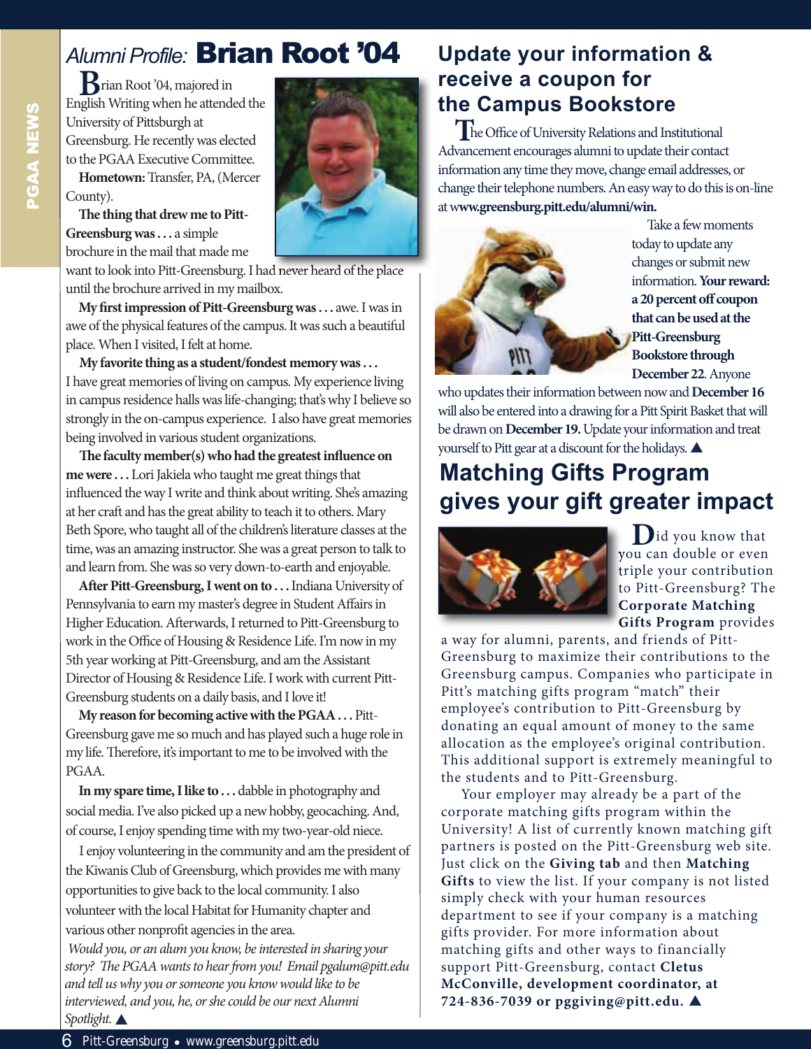# *Alumni Profile:* Brian Root '04

Brian Root '04, majored in English Writing when he attended the University of Pittsburgh at Greensburg. He recently was elected to the PGAA Executive Committee.

**Hometown:** Transfer, PA, (Mercer County).

**The thing that drew me to Pitt-Greensburg was . . .** a simple brochure in the mail that made me want to look into Pitt-Greensburg. I had never heard of the place until the brochure arrived in my mailbox.

**My first impression of Pitt-Greensburg was . . .** awe. I was in awe of the physical features of the campus. It was such a beautiful place. When I visited, I felt at home.

**My favorite thing as a student/fondest memory was . . .** I have great memories of living on campus. My experience living in campus residence halls was life-changing; that's why I believe so strongly in the on-campus experience. I also have great memories being involved in various student organizations.

**The faculty member(s) who had the greatest influence on me were . . .** Lori Jakiela who taught me great things that influenced the way I write and think about writing. She's amazing at her craft and has the great ability to teach it to others. Mary Beth Spore, who taught all of the children's literature classes at the time, was an amazing instructor. She was a great person to talk to and learn from. She was so very down-to-earth and enjoyable.

**After Pitt-Greensburg, I went on to . . .** Indiana University of Pennsylvania to earn my master's degree in Student Affairs in Higher Education. Afterwards, I returned to Pitt-Greensburg to work in the Office of Housing & Residence Life. I'm now in my 5th year working at Pitt-Greensburg, and am the Assistant Director of Housing & Residence Life. I work with current Pitt-Greensburg students on a daily basis, and I love it!

**My reason for becoming active with the PGAA . . .** Pitt-Greensburg gave me so much and has played such a huge role in my life. Therefore, it's important to me to be involved with the PGAA.

**In my spare time, I like to . . .** dabble in photography and social media. I've also picked up a new hobby, geocaching. And, of course, I enjoy spending time with my two-year-old niece.

I enjoy volunteering in the community and am the president of the Kiwanis Club of Greensburg, which provides me with many opportunities to give back to the local community. I also volunteer with the local Habitat for Humanity chapter and various other nonprofit agencies in the area.

*Would you, or an alum you know, be interested in sharing your story? The PGAA wants to hear from you! Email pgalum@pitt.edu and tell us why you or someone you know would like to be interviewed, and you, he, or she could be our next Alumni Spotlight.* ▲

## Update your information & receive a coupon for the Campus Bookstore

The Office of University Relations and Institutional Advancement encourages alumni to update their contact information any time they move, change email addresses, or change their telephone numbers. An easy way to do this is on-line at **www.greensburg.pitt.edu/alumni/win.**

Take a few moments today to update any changes or submit new information. **Your reward: a 20 percent off coupon that can be used at the Pitt-Greensburg Bookstore through December 22**. Anyone who updates their information between now and **December 16** will also be entered into a drawing for a Pitt Spirit Basket that will be drawn on **December 19.** Update your information and treat yourself to Pitt gear at a discount for the holidays. ▲

## Matching Gifts Program gives your gift greater impact

Did you know that you can double or even triple your contribution to Pitt-Greensburg? The **Corporate Matching Gifts Program** provides a way for alumni, parents, and friends of Pitt-Greensburg to maximize their contributions to the Greensburg campus. Companies who participate in Pitt's matching gifts program "match" their employee's contribution to Pitt-Greensburg by donating an equal amount of money to the same allocation as the employee's original contribution. This additional support is extremely meaningful to the students and to Pitt-Greensburg.

Your employer may already be a part of the corporate matching gifts program within the University! A list of currently known matching gift partners is posted on the Pitt-Greensburg web site. Just click on the **Giving tab** and then **Matching Gifts** to view the list. If your company is not listed simply check with your human resources department to see if your company is a matching gifts provider. For more information about matching gifts and other ways to financially support Pitt-Greensburg, contact **Cletus McConville, development coordinator, at 724-836-7039 or pggiving@pitt.edu.** ▲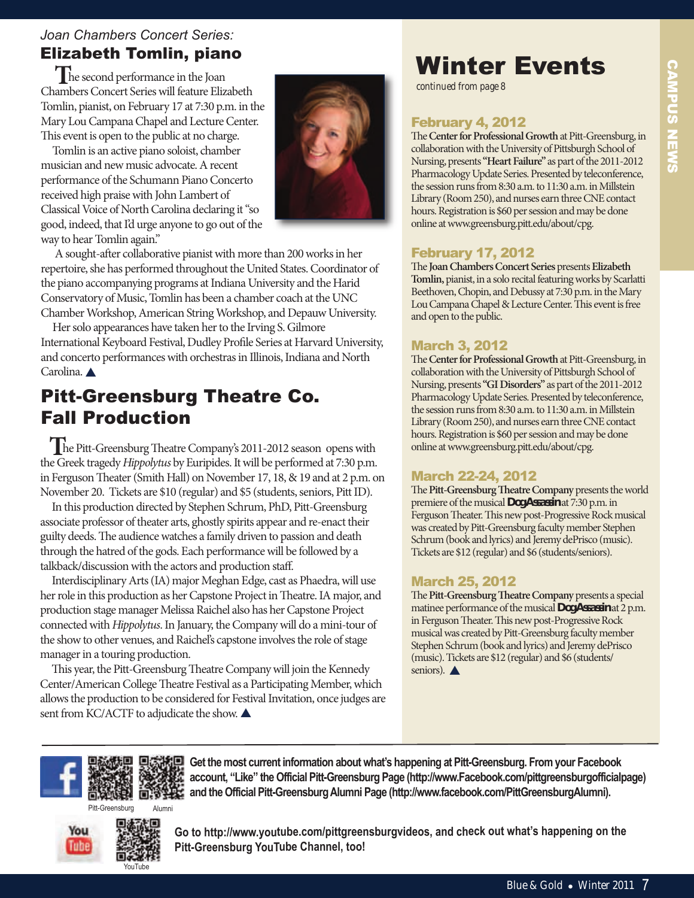*Joan Chambers Concert Series:*

## Elizabeth Tomlin, piano

The second performance in the Joan Chambers Concert Series will feature Elizabeth Tomlin, pianist, on February 17 at 7:30 p.m. in the Mary Lou Campana Chapel and Lecture Center. This event is open to the public at no charge.

Tomlin is an active piano soloist, chamber musician and new music advocate. A recent performance of the Schumann Piano Concerto received high praise with John Lambert of Classical Voice of North Carolina declaring it "so good, indeed, that I'd urge anyone to go out of the way to hear Tomlin again."

A sought-after collaborative pianist with more than 200 works in her repertoire, she has performed throughout the United States. Coordinator of the piano accompanying programs at Indiana University and the Harid Conservatory of Music, Tomlin has been a chamber coach at the UNC Chamber Workshop, American String Workshop, and Depauw University.

Her solo appearances have taken her to the Irving S. Gilmore International Keyboard Festival, Dudley Profile Series at Harvard University, and concerto performances with orchestras in Illinois, Indiana and North Carolina. ▲

## Pitt-Greensburg Theatre Co. Fall Production

The Pitt-Greensburg Theatre Company's 2011-2012 season opens with the Greek tragedy *Hippolytus* by Euripides. It will be performed at 7:30 p.m. in Ferguson Theater (Smith Hall) on November 17, 18, & 19 and at 2 p.m. on November 20. Tickets are $10 (regular) and $5 (students, seniors, Pitt ID).

In this production directed by Stephen Schrum, PhD, Pitt-Greensburg associate professor of theater arts, ghostly spirits appear and re-enact their guilty deeds. The audience watches a family driven to passion and death through the hatred of the gods. Each performance will be followed by a talkback/discussion with the actors and production staff.

Interdisciplinary Arts (IA) major Meghan Edge, cast as Phaedra, will use her role in this production as her Capstone Project in Theatre. IA major, and production stage manager Melissa Raichel also has her Capstone Project connected with *Hippolytus*. In January, the Company will do a mini-tour of the show to other venues, and Raichel's capstone involves the role of stage manager in a touring production.

This year, the Pitt-Greensburg Theatre Company will join the Kennedy Center/American College Theatre Festival as a Participating Member, which allows the production to be considered for Festival Invitation, once judges are sent from KC/ACTF to adjudicate the show. ▲

# Winter Events

*continued from page 8*

### February 4, 2012

The **Center for Professional Growth** at Pitt-Greensburg, in collaboration with the University of Pittsburgh School of Nursing, presents **"Heart Failure"** as part of the 2011-2012 Pharmacology Update Series. Presented by teleconference, the session runs from 8:30 a.m. to 11:30 a.m. in Millstein Library (Room 250), and nurses earn three CNE contact hours. Registration is $60 per session and may be done online at www.greensburg.pitt.edu/about/cpg.

### February 17, 2012

The **Joan Chambers Concert Series** presents **Elizabeth Tomlin,** pianist, in a solo recital featuring works by Scarlatti Beethoven, Chopin, and Debussy at 7:30 p.m. in the Mary Lou Campana Chapel & Lecture Center. This event is free and open to the public.

### March 3, 2012

The **Center for Professional Growth** at Pitt-Greensburg, in collaboration with the University of Pittsburgh School of Nursing, presents **"GI Disorders"** as part of the 2011-2012 Pharmacology Update Series. Presented by teleconference, the session runs from 8:30 a.m. to 11:30 a.m. in Millstein Library (Room 250), and nurses earn three CNE contact hours. Registration is $60 per session and may be done online at www.greensburg.pitt.edu/about/cpg.

### March 22-24, 2012

The **Pitt-Greensburg Theatre Company** presents the world premiere of the musical **DogAssassin** at 7:30 p.m. in Ferguson Theater. This new post-Progressive Rock musical was created by Pitt-Greensburg faculty member Stephen Schrum (book and lyrics) and Jeremy dePrisco (music). Tickets are $12 (regular) and $6 (students/seniors).

### March 25, 2012

The **Pitt-Greensburg Theatre Company** presents a special matinee performance of the musical **DogAssassin** at 2 p.m. in Ferguson Theater. This new post-Progressive Rock musical was created by Pitt-Greensburg faculty member Stephen Schrum (book and lyrics) and Jeremy dePrisco (music). Tickets are $12 (regular) and $6 (students/seniors). ▲

Pitt-Greensburg    Alumni

**Get the most current information about what's happening at Pitt-Greensburg. From your Facebook account, "Like" the Official Pitt-Greensburg Page (http://www.Facebook.com/pittgreensburgofficialpage) and the Official Pitt-Greensburg Alumni Page (http://www.facebook.com/PittGreensburgAlumni).**

YouTube

**Go to http://www.youtube.com/pittgreensburgvideos, and check out what's happening on the Pitt-Greensburg YouTube Channel, too!**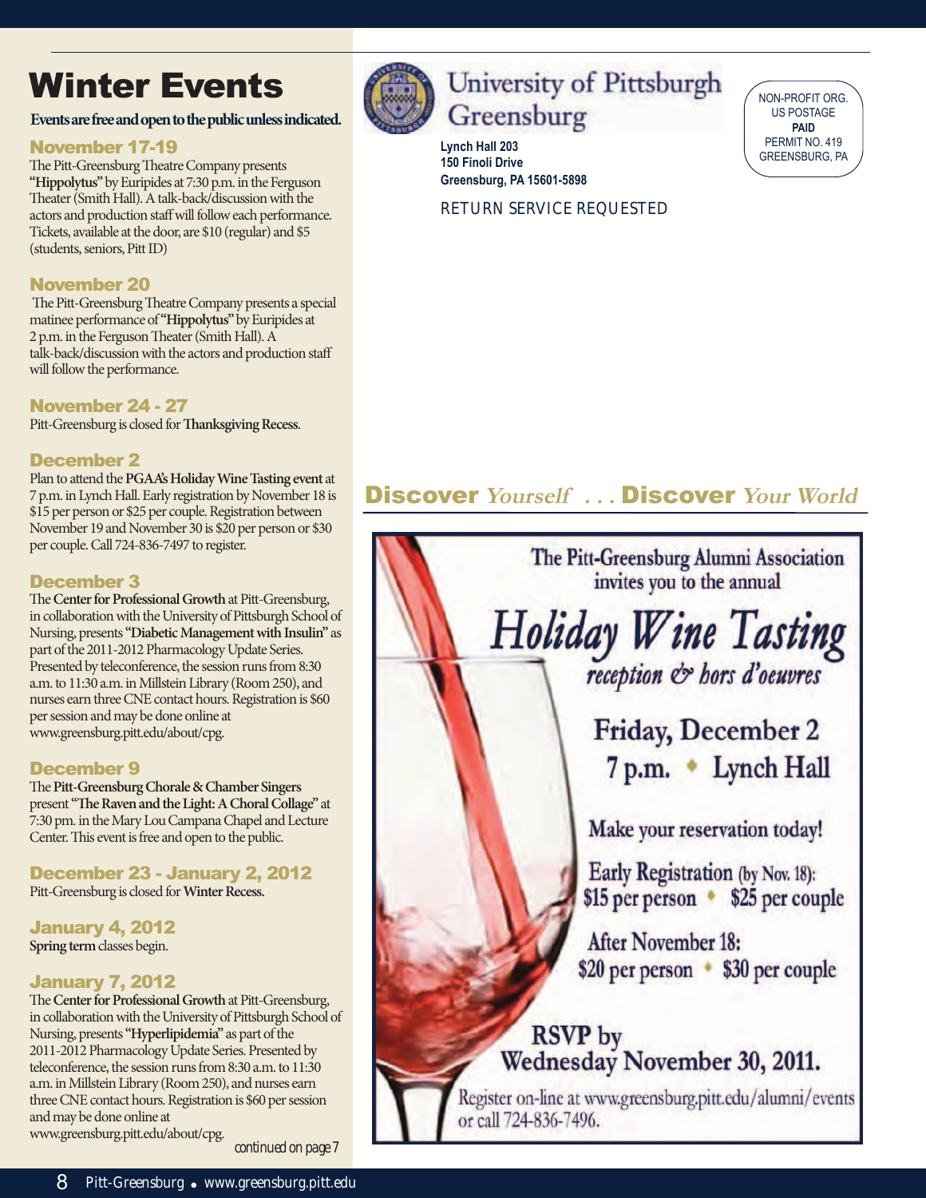# Winter Events

**Events are free and open to the public unless indicated.**

## November 17-19

The Pitt-Greensburg Theatre Company presents **"Hippolytus"** by Euripides at 7:30 p.m. in the Ferguson Theater (Smith Hall). A talk-back/discussion with the actors and production staff will follow each performance. Tickets, available at the door, are $10 (regular) and $5 (students, seniors, Pitt ID)

## November 20

The Pitt-Greensburg Theatre Company presents a special matinee performance of **"Hippolytus"** by Euripides at 2 p.m. in the Ferguson Theater (Smith Hall). A talk-back/discussion with the actors and production staff will follow the performance.

## November 24 - 27

Pitt-Greensburg is closed for **Thanksgiving Recess**.

## December 2

Plan to attend the **PGAA's Holiday Wine Tasting event** at 7 p.m. in Lynch Hall. Early registration by November 18 is $15 per person or $25 per couple. Registration between November 19 and November 30 is $20 per person or $30 per couple. Call 724-836-7497 to register.

## December 3

The **Center for Professional Growth** at Pitt-Greensburg, in collaboration with the University of Pittsburgh School of Nursing, presents **"Diabetic Management with Insulin"** as part of the 2011-2012 Pharmacology Update Series. Presented by teleconference, the session runs from 8:30 a.m. to 11:30 a.m. in Millstein Library (Room 250), and nurses earn three CNE contact hours. Registration is $60 per session and may be done online at www.greensburg.pitt.edu/about/cpg.

## December 9

The **Pitt-Greensburg Chorale & Chamber Singers** present **"The Raven and the Light: A Choral Collage"** at 7:30 pm. in the Mary Lou Campana Chapel and Lecture Center. This event is free and open to the public.

## December 23 - January 2, 2012

Pitt-Greensburg is closed for **Winter Recess.**

## January 4, 2012

**Spring term** classes begin.

## January 7, 2012

The **Center for Professional Growth** at Pitt-Greensburg, in collaboration with the University of Pittsburgh School of Nursing, presents **"Hyperlipidemia"** as part of the 2011-2012 Pharmacology Update Series. Presented by teleconference, the session runs from 8:30 a.m. to 11:30 a.m. in Millstein Library (Room 250), and nurses earn three CNE contact hours. Registration is $60 per session and may be done online at www.greensburg.pitt.edu/about/cpg.

*continued on page 7*

University of Pittsburgh Greensburg
**Lynch Hall 203**
**150 Finoli Drive**
**Greensburg, PA 15601-5898**

RETURN SERVICE REQUESTED

NON-PROFIT ORG.
US POSTAGE
**PAID**
PERMIT NO. 419
GREENSBURG, PA

**Discover** *Yourself* . . . **Discover** *Your World*

The Pitt-Greensburg Alumni Association invites you to the annual

*Holiday Wine Tasting*
*reception & hors d'oeuvres*

Friday, December 2
7 p.m. • Lynch Hall

Make your reservation today!

Early Registration (by Nov. 18):
$15 per person • $25 per couple

After November 18:
$20 per person • $30 per couple

RSVP by
Wednesday November 30, 2011.

Register on-line at www.greensburg.pitt.edu/alumni/events or call 724-836-7496.